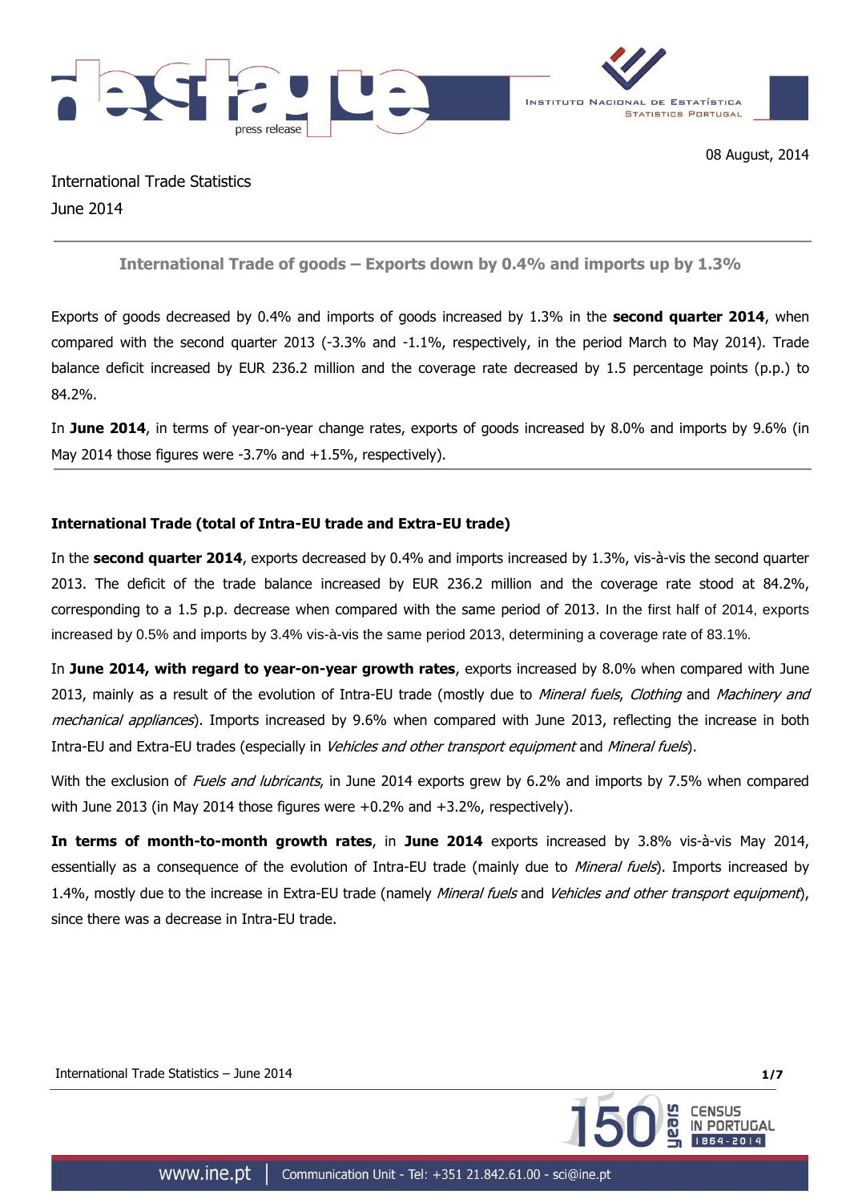08 August, 2014

International Trade Statistics
June 2014

## International Trade of goods – Exports down by 0.4% and imports up by 1.3%

Exports of goods decreased by 0.4% and imports of goods increased by 1.3% in the **second quarter 2014**, when compared with the second quarter 2013 (-3.3% and -1.1%, respectively, in the period March to May 2014). Trade balance deficit increased by EUR 236.2 million and the coverage rate decreased by 1.5 percentage points (p.p.) to 84.2%.

In **June 2014**, in terms of year-on-year change rates, exports of goods increased by 8.0% and imports by 9.6% (in May 2014 those figures were -3.7% and +1.5%, respectively).

### International Trade (total of Intra-EU trade and Extra-EU trade)

In the **second quarter 2014**, exports decreased by 0.4% and imports increased by 1.3%, vis-à-vis the second quarter 2013. The deficit of the trade balance increased by EUR 236.2 million and the coverage rate stood at 84.2%, corresponding to a 1.5 p.p. decrease when compared with the same period of 2013. In the first half of 2014, exports increased by 0.5% and imports by 3.4% vis-à-vis the same period 2013, determining a coverage rate of 83.1%.

In **June 2014, with regard to year-on-year growth rates**, exports increased by 8.0% when compared with June 2013, mainly as a result of the evolution of Intra-EU trade (mostly due to *Mineral fuels*, *Clothing* and *Machinery and mechanical appliances*). Imports increased by 9.6% when compared with June 2013, reflecting the increase in both Intra-EU and Extra-EU trades (especially in *Vehicles and other transport equipment* and *Mineral fuels*).

With the exclusion of *Fuels and lubricants*, in June 2014 exports grew by 6.2% and imports by 7.5% when compared with June 2013 (in May 2014 those figures were +0.2% and +3.2%, respectively).

**In terms of month-to-month growth rates**, in **June 2014** exports increased by 3.8% vis-à-vis May 2014, essentially as a consequence of the evolution of Intra-EU trade (mainly due to *Mineral fuels*). Imports increased by 1.4%, mostly due to the increase in Extra-EU trade (namely *Mineral fuels* and *Vehicles and other transport equipment*), since there was a decrease in Intra-EU trade.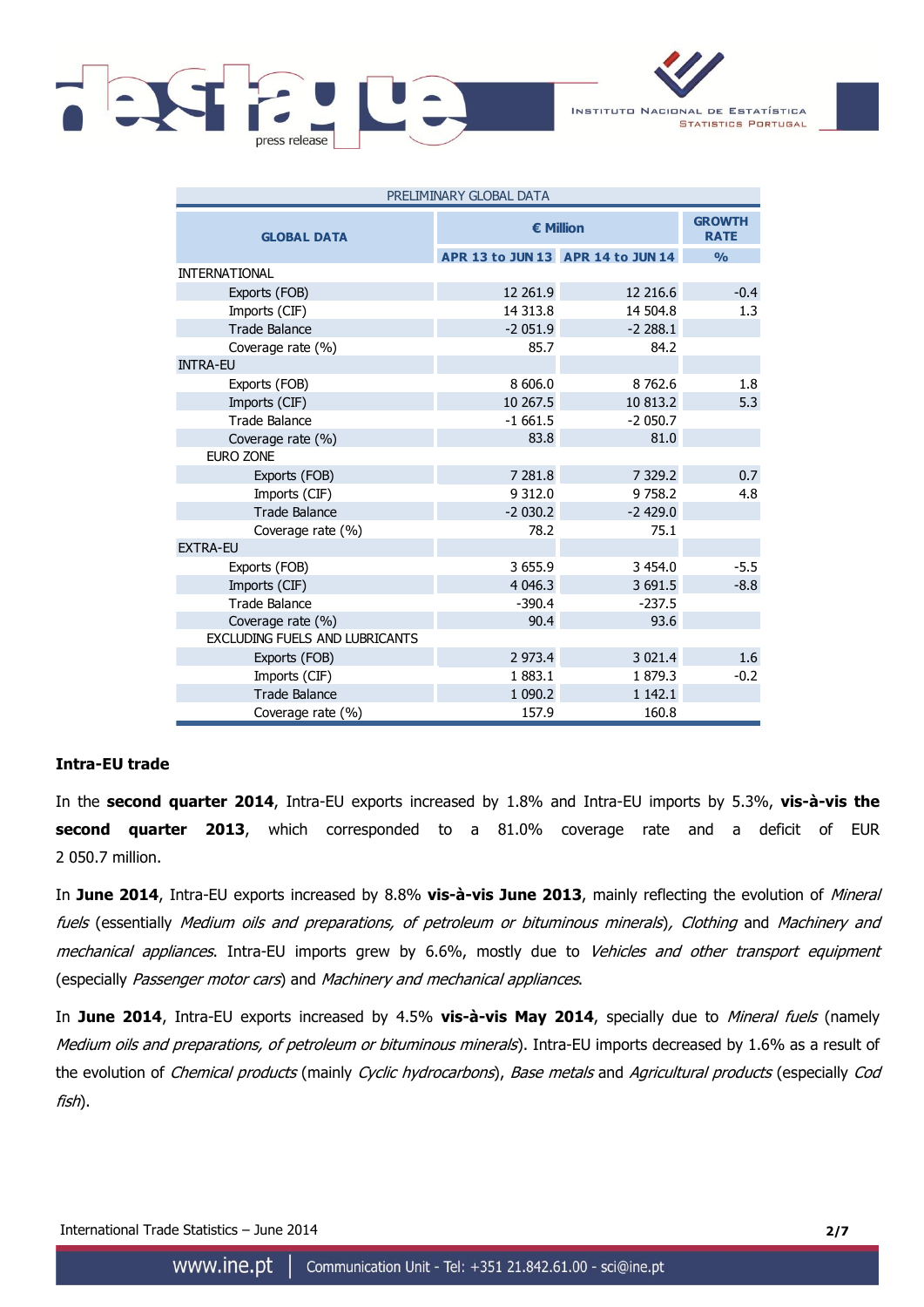| PRELIMINARY GLOBAL DATA | | | |
|---|---|---|---|
| **GLOBAL DATA** | **€ Million** | | **GROWTH RATE** |
| | **APR 13 to JUN 13** | **APR 14 to JUN 14** | **%** |
| INTERNATIONAL | | | |
| Exports (FOB) | 12 261.9 | 12 216.6 | -0.4 |
| Imports (CIF) | 14 313.8 | 14 504.8 | 1.3 |
| Trade Balance | -2 051.9 | -2 288.1 | |
| Coverage rate (%) | 85.7 | 84.2 | |
| INTRA-EU | | | |
| Exports (FOB) | 8 606.0 | 8 762.6 | 1.8 |
| Imports (CIF) | 10 267.5 | 10 813.2 | 5.3 |
| Trade Balance | -1 661.5 | -2 050.7 | |
| Coverage rate (%) | 83.8 | 81.0 | |
| EURO ZONE | | | |
| Exports (FOB) | 7 281.8 | 7 329.2 | 0.7 |
| Imports (CIF) | 9 312.0 | 9 758.2 | 4.8 |
| Trade Balance | -2 030.2 | -2 429.0 | |
| Coverage rate (%) | 78.2 | 75.1 | |
| EXTRA-EU | | | |
| Exports (FOB) | 3 655.9 | 3 454.0 | -5.5 |
| Imports (CIF) | 4 046.3 | 3 691.5 | -8.8 |
| Trade Balance | -390.4 | -237.5 | |
| Coverage rate (%) | 90.4 | 93.6 | |
| EXCLUDING FUELS AND LUBRICANTS | | | |
| Exports (FOB) | 2 973.4 | 3 021.4 | 1.6 |
| Imports (CIF) | 1 883.1 | 1 879.3 | -0.2 |
| Trade Balance | 1 090.2 | 1 142.1 | |
| Coverage rate (%) | 157.9 | 160.8 | |

**Intra-EU trade**

In the **second quarter 2014**, Intra-EU exports increased by 1.8% and Intra-EU imports by 5.3%, **vis-à-vis the second quarter 2013**, which corresponded to a 81.0% coverage rate and a deficit of EUR 2 050.7 million.

In **June 2014**, Intra-EU exports increased by 8.8% **vis-à-vis June 2013**, mainly reflecting the evolution of *Mineral fuels* (essentially *Medium oils and preparations, of petroleum or bituminous minerals*), *Clothing* and *Machinery and mechanical appliances*. Intra-EU imports grew by 6.6%, mostly due to *Vehicles and other transport equipment* (especially *Passenger motor cars*) and *Machinery and mechanical appliances*.

In **June 2014**, Intra-EU exports increased by 4.5% **vis-à-vis May 2014**, specially due to *Mineral fuels* (namely *Medium oils and preparations, of petroleum or bituminous minerals*). Intra-EU imports decreased by 1.6% as a result of the evolution of *Chemical products* (mainly *Cyclic hydrocarbons*), *Base metals* and *Agricultural products* (especially *Cod fish*).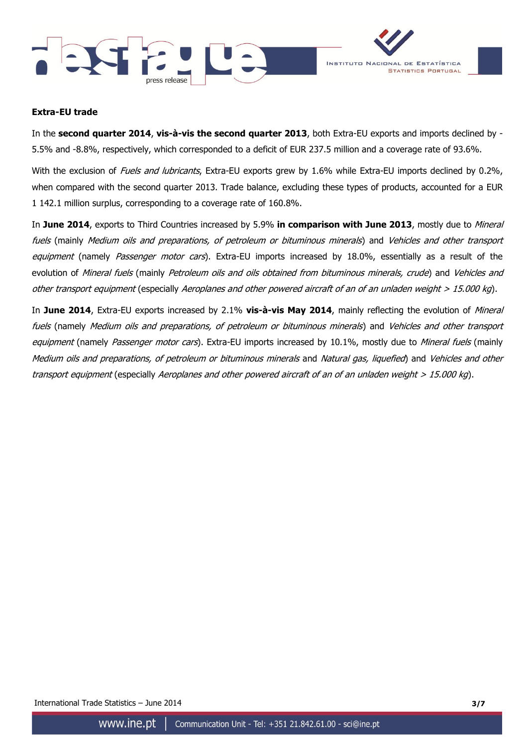**Extra-EU trade**

In the **second quarter 2014**, **vis-à-vis the second quarter 2013**, both Extra-EU exports and imports declined by -5.5% and -8.8%, respectively, which corresponded to a deficit of EUR 237.5 million and a coverage rate of 93.6%.

With the exclusion of *Fuels and lubricants*, Extra-EU exports grew by 1.6% while Extra-EU imports declined by 0.2%, when compared with the second quarter 2013. Trade balance, excluding these types of products, accounted for a EUR 1 142.1 million surplus, corresponding to a coverage rate of 160.8%.

In **June 2014**, exports to Third Countries increased by 5.9% **in comparison with June 2013**, mostly due to *Mineral fuels* (mainly *Medium oils and preparations, of petroleum or bituminous minerals*) and *Vehicles and other transport equipment* (namely *Passenger motor cars*). Extra-EU imports increased by 18.0%, essentially as a result of the evolution of *Mineral fuels* (mainly *Petroleum oils and oils obtained from bituminous minerals, crude*) and *Vehicles and other transport equipment* (especially *Aeroplanes and other powered aircraft of an of an unladen weight > 15.000 kg*).

In **June 2014**, Extra-EU exports increased by 2.1% **vis-à-vis May 2014**, mainly reflecting the evolution of *Mineral fuels* (namely *Medium oils and preparations, of petroleum or bituminous minerals*) and *Vehicles and other transport equipment* (namely *Passenger motor cars*). Extra-EU imports increased by 10.1%, mostly due to *Mineral fuels* (mainly *Medium oils and preparations, of petroleum or bituminous minerals* and *Natural gas, liquefied*) and *Vehicles and other transport equipment* (especially *Aeroplanes and other powered aircraft of an of an unladen weight > 15.000 kg*).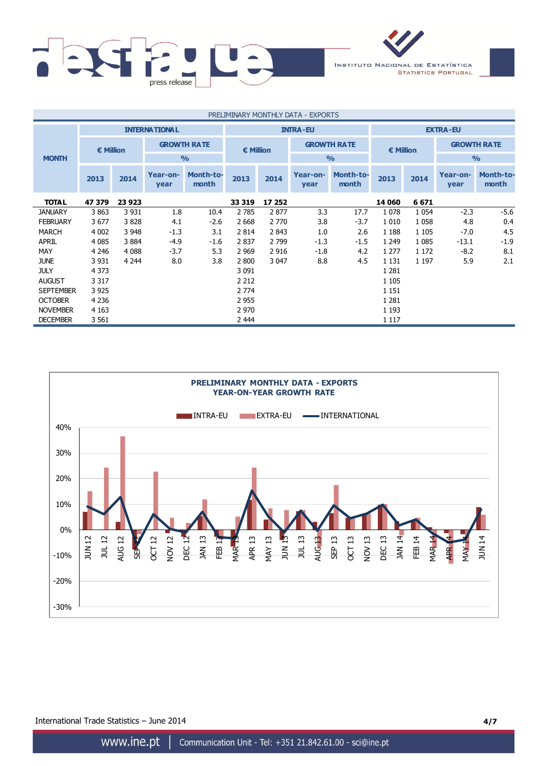PRELIMINARY MONTHLY DATA - EXPORTS

| MONTH | INTERNATIONAL | | | | INTRA-EU | | | | EXTRA-EU | | | |
|---|---|---|---|---|---|---|---|---|---|---|---|---|
| | € Million | | GROWTH RATE % | | € Million | | GROWTH RATE % | | € Million | | GROWTH RATE % | |
| | 2013 | 2014 | Year-on-year | Month-to-month | 2013 | 2014 | Year-on-year | Month-to-month | 2013 | 2014 | Year-on-year | Month-to-month |
| **TOTAL** | **47 379** | **23 923** | | | **33 319** | **17 252** | | | **14 060** | **6 671** | | |
| JANUARY | 3 863 | 3 931 | 1.8 | 10.4 | 2 785 | 2 877 | 3.3 | 17.7 | 1 078 | 1 054 | -2.3 | -5.6 |
| FEBRUARY | 3 677 | 3 828 | 4.1 | -2.6 | 2 668 | 2 770 | 3.8 | -3.7 | 1 010 | 1 058 | 4.8 | 0.4 |
| MARCH | 4 002 | 3 948 | -1.3 | 3.1 | 2 814 | 2 843 | 1.0 | 2.6 | 1 188 | 1 105 | -7.0 | 4.5 |
| APRIL | 4 085 | 3 884 | -4.9 | -1.6 | 2 837 | 2 799 | -1.3 | -1.5 | 1 249 | 1 085 | -13.1 | -1.9 |
| MAY | 4 246 | 4 088 | -3.7 | 5.3 | 2 969 | 2 916 | -1.8 | 4.2 | 1 277 | 1 172 | -8.2 | 8.1 |
| JUNE | 3 931 | 4 244 | 8.0 | 3.8 | 2 800 | 3 047 | 8.8 | 4.5 | 1 131 | 1 197 | 5.9 | 2.1 |
| JULY | 4 373 | | | | 3 091 | | | | 1 281 | | | |
| AUGUST | 3 317 | | | | 2 212 | | | | 1 105 | | | |
| SEPTEMBER | 3 925 | | | | 2 774 | | | | 1 151 | | | |
| OCTOBER | 4 236 | | | | 2 955 | | | | 1 281 | | | |
| NOVEMBER | 4 163 | | | | 2 970 | | | | 1 193 | | | |
| DECEMBER | 3 561 | | | | 2 444 | | | | 1 117 | | | |

**PRELIMINARY MONTHLY DATA - EXPORTS**
**YEAR-ON-YEAR GROWTH RATE**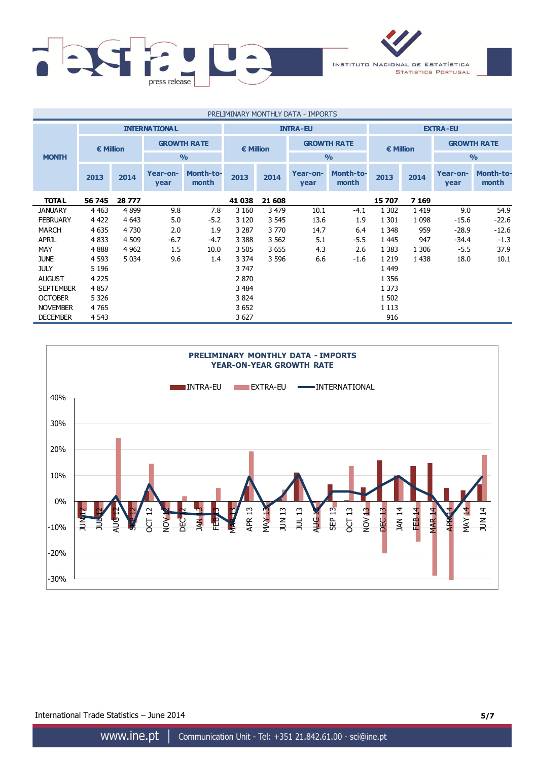PRELIMINARY MONTHLY DATA - IMPORTS

| MONTH | INTERNATIONAL | | | | INTRA-EU | | | | EXTRA-EU | | | |
|---|---|---|---|---|---|---|---|---|---|---|---|---|
| | € Million | | GROWTH RATE % | | € Million | | GROWTH RATE % | | € Million | | GROWTH RATE % | |
| | 2013 | 2014 | Year-on-year | Month-to-month | 2013 | 2014 | Year-on-year | Month-to-month | 2013 | 2014 | Year-on-year | Month-to-month |
| **TOTAL** | **56 745** | **28 777** | | | **41 038** | **21 608** | | | **15 707** | **7 169** | | |
| JANUARY | 4 463 | 4 899 | 9.8 | 7.8 | 3 160 | 3 479 | 10.1 | -4.1 | 1 302 | 1 419 | 9.0 | 54.9 |
| FEBRUARY | 4 422 | 4 643 | 5.0 | -5.2 | 3 120 | 3 545 | 13.6 | 1.9 | 1 301 | 1 098 | -15.6 | -22.6 |
| MARCH | 4 635 | 4 730 | 2.0 | 1.9 | 3 287 | 3 770 | 14.7 | 6.4 | 1 348 | 959 | -28.9 | -12.6 |
| APRIL | 4 833 | 4 509 | -6.7 | -4.7 | 3 388 | 3 562 | 5.1 | -5.5 | 1 445 | 947 | -34.4 | -1.3 |
| MAY | 4 888 | 4 962 | 1.5 | 10.0 | 3 505 | 3 655 | 4.3 | 2.6 | 1 383 | 1 306 | -5.5 | 37.9 |
| JUNE | 4 593 | 5 034 | 9.6 | 1.4 | 3 374 | 3 596 | 6.6 | -1.6 | 1 219 | 1 438 | 18.0 | 10.1 |
| JULY | 5 196 | | | | 3 747 | | | | 1 449 | | | |
| AUGUST | 4 225 | | | | 2 870 | | | | 1 356 | | | |
| SEPTEMBER | 4 857 | | | | 3 484 | | | | 1 373 | | | |
| OCTOBER | 5 326 | | | | 3 824 | | | | 1 502 | | | |
| NOVEMBER | 4 765 | | | | 3 652 | | | | 1 113 | | | |
| DECEMBER | 4 543 | | | | 3 627 | | | | 916 | | | |

**PRELIMINARY MONTHLY DATA - IMPORTS**
**YEAR-ON-YEAR GROWTH RATE**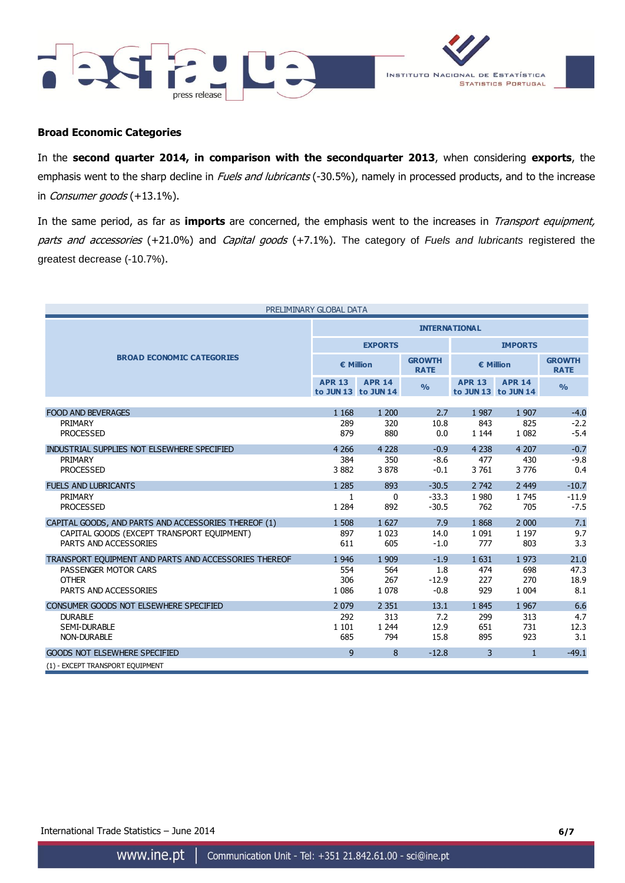## Broad Economic Categories

In the **second quarter 2014, in comparison with the secondquarter 2013**, when considering **exports**, the emphasis went to the sharp decline in *Fuels and lubricants* (-30.5%), namely in processed products, and to the increase in *Consumer goods* (+13.1%).

In the same period, as far as **imports** are concerned, the emphasis went to the increases in *Transport equipment, parts and accessories* (+21.0%) and *Capital goods* (+7.1%). The category of *Fuels and lubricants* registered the greatest decrease (-10.7%).

PRELIMINARY GLOBAL DATA

| BROAD ECONOMIC CATEGORIES | INTERNATIONAL | | | | | |
|---|---|---|---|---|---|---|
| | EXPORTS | | | IMPORTS | | |
| | € Million | | GROWTH RATE | € Million | | GROWTH RATE |
| | APR 13 to JUN 13 | APR 14 to JUN 14 | % | APR 13 to JUN 13 | APR 14 to JUN 14 | % |
| FOOD AND BEVERAGES | 1 168 | 1 200 | 2.7 | 1 987 | 1 907 | -4.0 |
| PRIMARY | 289 | 320 | 10.8 | 843 | 825 | -2.2 |
| PROCESSED | 879 | 880 | 0.0 | 1 144 | 1 082 | -5.4 |
| INDUSTRIAL SUPPLIES NOT ELSEWHERE SPECIFIED | 4 266 | 4 228 | -0.9 | 4 238 | 4 207 | -0.7 |
| PRIMARY | 384 | 350 | -8.6 | 477 | 430 | -9.8 |
| PROCESSED | 3 882 | 3 878 | -0.1 | 3 761 | 3 776 | 0.4 |
| FUELS AND LUBRICANTS | 1 285 | 893 | -30.5 | 2 742 | 2 449 | -10.7 |
| PRIMARY | 1 | 0 | -33.3 | 1 980 | 1 745 | -11.9 |
| PROCESSED | 1 284 | 892 | -30.5 | 762 | 705 | -7.5 |
| CAPITAL GOODS, AND PARTS AND ACCESSORIES THEREOF (1) | 1 508 | 1 627 | 7.9 | 1 868 | 2 000 | 7.1 |
| CAPITAL GOODS (EXCEPT TRANSPORT EQUIPMENT) | 897 | 1 023 | 14.0 | 1 091 | 1 197 | 9.7 |
| PARTS AND ACCESSORIES | 611 | 605 | -1.0 | 777 | 803 | 3.3 |
| TRANSPORT EQUIPMENT AND PARTS AND ACCESSORIES THEREOF | 1 946 | 1 909 | -1.9 | 1 631 | 1 973 | 21.0 |
| PASSENGER MOTOR CARS | 554 | 564 | 1.8 | 474 | 698 | 47.3 |
| OTHER | 306 | 267 | -12.9 | 227 | 270 | 18.9 |
| PARTS AND ACCESSORIES | 1 086 | 1 078 | -0.8 | 929 | 1 004 | 8.1 |
| CONSUMER GOODS NOT ELSEWHERE SPECIFIED | 2 079 | 2 351 | 13.1 | 1 845 | 1 967 | 6.6 |
| DURABLE | 292 | 313 | 7.2 | 299 | 313 | 4.7 |
| SEMI-DURABLE | 1 101 | 1 244 | 12.9 | 651 | 731 | 12.3 |
| NON-DURABLE | 685 | 794 | 15.8 | 895 | 923 | 3.1 |
| GOODS NOT ELSEWHERE SPECIFIED | 9 | 8 | -12.8 | 3 | 1 | -49.1 |

(1) - EXCEPT TRANSPORT EQUIPMENT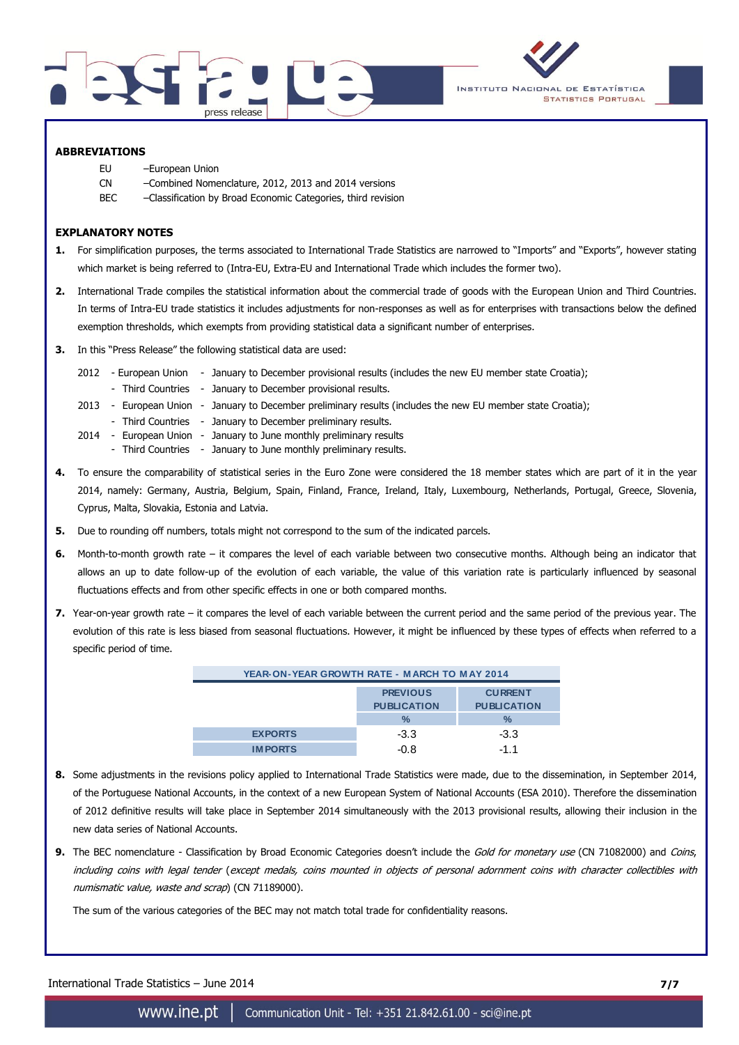## ABBREVIATIONS

| | |
|---|---|
| EU | –European Union |
| CN | –Combined Nomenclature, 2012, 2013 and 2014 versions |
| BEC | –Classification by Broad Economic Categories, third revision |

## EXPLANATORY NOTES

1. For simplification purposes, the terms associated to International Trade Statistics are narrowed to "Imports" and "Exports", however stating which market is being referred to (Intra-EU, Extra-EU and International Trade which includes the former two).

2. International Trade compiles the statistical information about the commercial trade of goods with the European Union and Third Countries. In terms of Intra-EU trade statistics it includes adjustments for non-responses as well as for enterprises with transactions below the defined exemption thresholds, which exempts from providing statistical data a significant number of enterprises.

3. In this "Press Release" the following statistical data are used:

   2012 - European Union - January to December provisional results (includes the new EU member state Croatia);
   - Third Countries - January to December provisional results.

   2013 - European Union - January to December preliminary results (includes the new EU member state Croatia);
   - Third Countries - January to December preliminary results.

   2014 - European Union - January to June monthly preliminary results
   - Third Countries - January to June monthly preliminary results.

4. To ensure the comparability of statistical series in the Euro Zone were considered the 18 member states which are part of it in the year 2014, namely: Germany, Austria, Belgium, Spain, Finland, France, Ireland, Italy, Luxembourg, Netherlands, Portugal, Greece, Slovenia, Cyprus, Malta, Slovakia, Estonia and Latvia.

5. Due to rounding off numbers, totals might not correspond to the sum of the indicated parcels.

6. Month-to-month growth rate – it compares the level of each variable between two consecutive months. Although being an indicator that allows an up to date follow-up of the evolution of each variable, the value of this variation rate is particularly influenced by seasonal fluctuations effects and from other specific effects in one or both compared months.

7. Year-on-year growth rate – it compares the level of each variable between the current period and the same period of the previous year. The evolution of this rate is less biased from seasonal fluctuations. However, it might be influenced by these types of effects when referred to a specific period of time.

**YEAR-ON-YEAR GROWTH RATE - MARCH TO MAY 2014**

| | PREVIOUS PUBLICATION | CURRENT PUBLICATION |
|---|---|---|
| | % | % |
| EXPORTS | -3.3 | -3.3 |
| IMPORTS | -0.8 | -1.1 |

8. Some adjustments in the revisions policy applied to International Trade Statistics were made, due to the dissemination, in September 2014, of the Portuguese National Accounts, in the context of a new European System of National Accounts (ESA 2010). Therefore the dissemination of 2012 definitive results will take place in September 2014 simultaneously with the 2013 provisional results, allowing their inclusion in the new data series of National Accounts.

9. The BEC nomenclature - Classification by Broad Economic Categories doesn't include the *Gold for monetary use* (CN 71082000) and *Coins, including coins with legal tender* (*except medals, coins mounted in objects of personal adornment coins with character collectibles with numismatic value, waste and scrap*) (CN 71189000).

   The sum of the various categories of the BEC may not match total trade for confidentiality reasons.